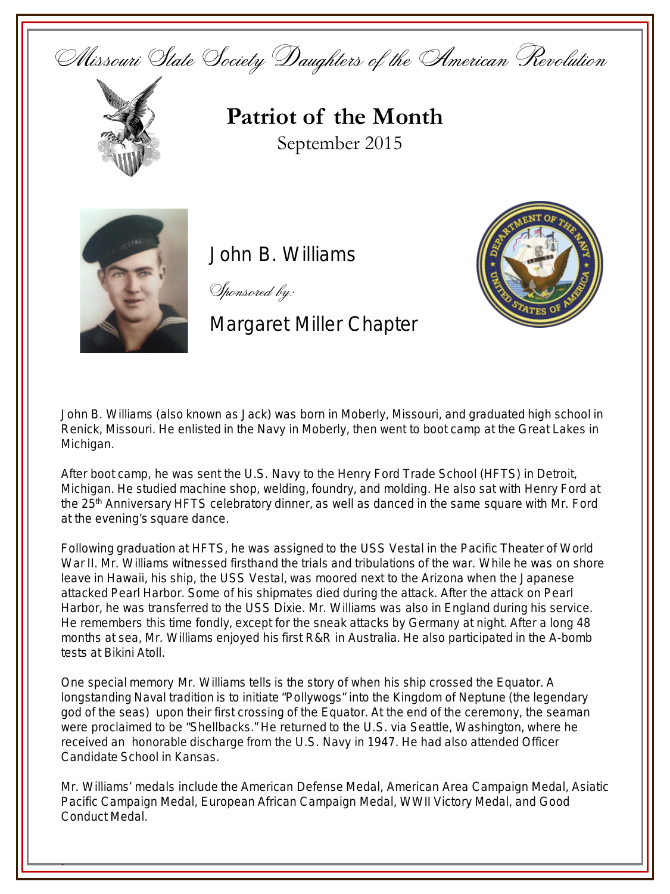Missouri State Society Daughters of the American Revolution

# Patriot of the Month

September 2015

## John B. Williams

*Sponsored by:*

## Margaret Miller Chapter

John B. Williams (also known as Jack) was born in Moberly, Missouri, and graduated high school in Renick, Missouri. He enlisted in the Navy in Moberly, then went to boot camp at the Great Lakes in Michigan.

After boot camp, he was sent the U.S. Navy to the Henry Ford Trade School (HFTS) in Detroit, Michigan. He studied machine shop, welding, foundry, and molding. He also sat with Henry Ford at the 25th Anniversary HFTS celebratory dinner, as well as danced in the same square with Mr. Ford at the evening's square dance.

Following graduation at HFTS, he was assigned to the USS Vestal in the Pacific Theater of World War II. Mr. Williams witnessed firsthand the trials and tribulations of the war. While he was on shore leave in Hawaii, his ship, the USS Vestal, was moored next to the Arizona when the Japanese attacked Pearl Harbor. Some of his shipmates died during the attack. After the attack on Pearl Harbor, he was transferred to the USS Dixie. Mr. Williams was also in England during his service. He remembers this time fondly, except for the sneak attacks by Germany at night. After a long 48 months at sea, Mr. Williams enjoyed his first R&R in Australia. He also participated in the A-bomb tests at Bikini Atoll.

One special memory Mr. Williams tells is the story of when his ship crossed the Equator. A longstanding Naval tradition is to initiate "Pollywogs" into the Kingdom of Neptune (the legendary god of the seas) upon their first crossing of the Equator. At the end of the ceremony, the seaman were proclaimed to be "Shellbacks." He returned to the U.S. via Seattle, Washington, where he received an honorable discharge from the U.S. Navy in 1947. He had also attended Officer Candidate School in Kansas.

Mr. Williams' medals include the American Defense Medal, American Area Campaign Medal, Asiatic Pacific Campaign Medal, European African Campaign Medal, WWII Victory Medal, and Good Conduct Medal.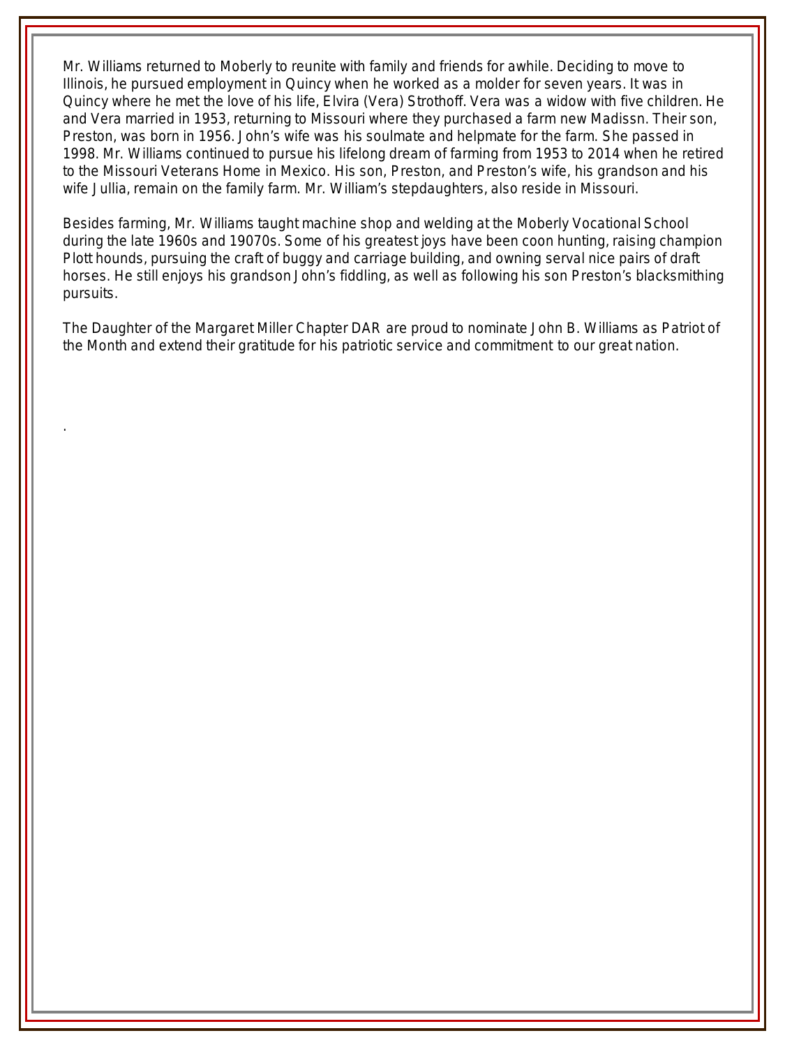Mr. Williams returned to Moberly to reunite with family and friends for awhile. Deciding to move to Illinois, he pursued employment in Quincy when he worked as a molder for seven years. It was in Quincy where he met the love of his life, Elvira (Vera) Strothoff. Vera was a widow with five children. He and Vera married in 1953, returning to Missouri where they purchased a farm new Madissn. Their son, Preston, was born in 1956. John's wife was his soulmate and helpmate for the farm. She passed in 1998. Mr. Williams continued to pursue his lifelong dream of farming from 1953 to 2014 when he retired to the Missouri Veterans Home in Mexico. His son, Preston, and Preston's wife, his grandson and his wife Jullia, remain on the family farm. Mr. William's stepdaughters, also reside in Missouri.

Besides farming, Mr. Williams taught machine shop and welding at the Moberly Vocational School during the late 1960s and 19070s. Some of his greatest joys have been coon hunting, raising champion Plott hounds, pursuing the craft of buggy and carriage building, and owning serval nice pairs of draft horses. He still enjoys his grandson John's fiddling, as well as following his son Preston's blacksmithing pursuits.

The Daughter of the Margaret Miller Chapter DAR are proud to nominate John B. Williams as Patriot of the Month and extend their gratitude for his patriotic service and commitment to our great nation.

.